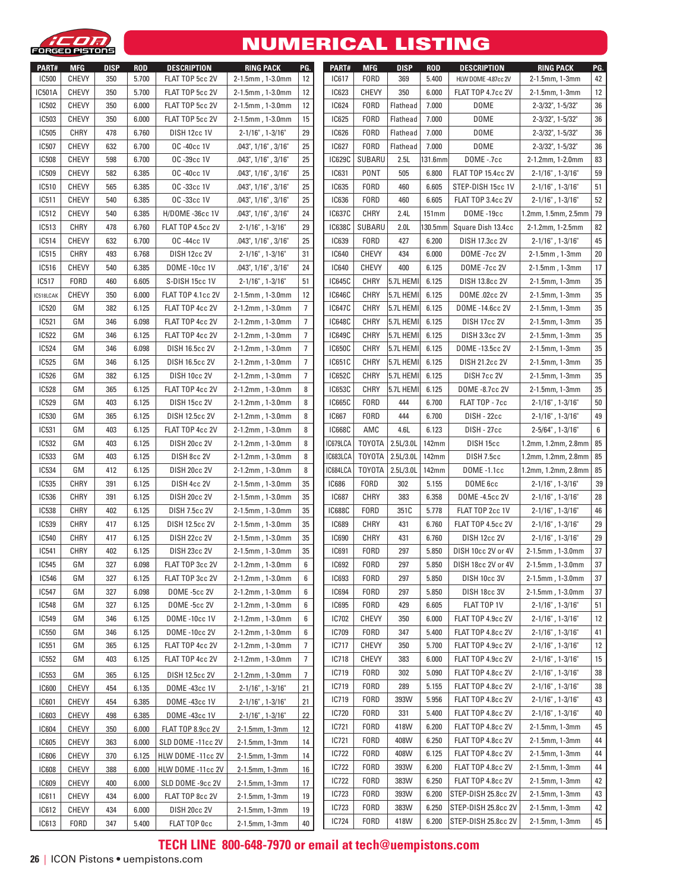# NUMERICAL LISTING

| PART# | MFG | DISP | ROD | DESCRIPTION | RING PACK | PG. |
|---|---|---|---|---|---|---|
| IC500 | CHEVY | 350 | 5.700 | FLAT TOP 5cc 2V | 2-1.5mm , 1-3.0mm | 12 |
| IC501A | CHEVY | 350 | 5.700 | FLAT TOP 5cc 2V | 2-1.5mm , 1-3.0mm | 12 |
| IC502 | CHEVY | 350 | 6.000 | FLAT TOP 5cc 2V | 2-1.5mm , 1-3.0mm | 12 |
| IC503 | CHEVY | 350 | 6.000 | FLAT TOP 5cc 2V | 2-1.5mm , 1-3.0mm | 15 |
| IC505 | CHRY | 478 | 6.760 | DISH 12cc 1V | 2-1/16" , 1-3/16" | 29 |
| IC507 | CHEVY | 632 | 6.700 | OC -40cc 1V | .043", 1/16" , 3/16" | 25 |
| IC508 | CHEVY | 598 | 6.700 | OC -39cc 1V | .043", 1/16" , 3/16" | 25 |
| IC509 | CHEVY | 582 | 6.385 | OC -40cc 1V | .043", 1/16" , 3/16" | 25 |
| IC510 | CHEVY | 565 | 6.385 | OC -33cc 1V | .043", 1/16" , 3/16" | 25 |
| IC511 | CHEVY | 540 | 6.385 | OC -33cc 1V | .043", 1/16" , 3/16" | 25 |
| IC512 | CHEVY | 540 | 6.385 | H/DOME -36cc 1V | .043", 1/16" , 3/16" | 24 |
| IC513 | CHRY | 478 | 6.760 | FLAT TOP 4.5cc 2V | 2-1/16" , 1-3/16" | 29 |
| IC514 | CHEVY | 632 | 6.700 | OC -44cc 1V | .043", 1/16" , 3/16" | 25 |
| IC515 | CHRY | 493 | 6.768 | DISH 12cc 2V | 2-1/16" , 1-3/16" | 31 |
| IC516 | CHEVY | 540 | 6.385 | DOME -10cc 1V | .043", 1/16" , 3/16" | 24 |
| IC517 | FORD | 460 | 6.605 | S-DISH 15cc 1V | 2-1/16" , 1-3/16" | 51 |
| IC518LCAK | CHEVY | 350 | 6.000 | FLAT TOP 4.1cc 2V | 2-1.5mm , 1-3.0mm | 12 |
| IC520 | GM | 382 | 6.125 | FLAT TOP 4cc 2V | 2-1.2mm , 1-3.0mm | 7 |
| IC521 | GM | 346 | 6.098 | FLAT TOP 4cc 2V | 2-1.2mm , 1-3.0mm | 7 |
| IC522 | GM | 346 | 6.125 | FLAT TOP 4cc 2V | 2-1.2mm , 1-3.0mm | 7 |
| IC524 | GM | 346 | 6.098 | DISH 16.5cc 2V | 2-1.2mm , 1-3.0mm | 7 |
| IC525 | GM | 346 | 6.125 | DISH 16.5cc 2V | 2-1.2mm , 1-3.0mm | 7 |
| IC526 | GM | 382 | 6.125 | DISH 10cc 2V | 2-1.2mm , 1-3.0mm | 7 |
| IC528 | GM | 365 | 6.125 | FLAT TOP 4cc 2V | 2-1.2mm , 1-3.0mm | 8 |
| IC529 | GM | 403 | 6.125 | DISH 15cc 2V | 2-1.2mm , 1-3.0mm | 8 |
| IC530 | GM | 365 | 6.125 | DISH 12.5cc 2V | 2-1.2mm , 1-3.0mm | 8 |
| IC531 | GM | 403 | 6.125 | FLAT TOP 4cc 2V | 2-1.2mm , 1-3.0mm | 8 |
| IC532 | GM | 403 | 6.125 | DISH 20cc 2V | 2-1.2mm , 1-3.0mm | 8 |
| IC533 | GM | 403 | 6.125 | DISH 8cc 2V | 2-1.2mm , 1-3.0mm | 8 |
| IC534 | GM | 412 | 6.125 | DISH 20cc 2V | 2-1.2mm , 1-3.0mm | 8 |
| IC535 | CHRY | 391 | 6.125 | DISH 4cc 2V | 2-1.5mm , 1-3.0mm | 35 |
| IC536 | CHRY | 391 | 6.125 | DISH 20cc 2V | 2-1.5mm , 1-3.0mm | 35 |
| IC538 | CHRY | 402 | 6.125 | DISH 7.5cc 2V | 2-1.5mm , 1-3.0mm | 35 |
| IC539 | CHRY | 417 | 6.125 | DISH 12.5cc 2V | 2-1.5mm , 1-3.0mm | 35 |
| IC540 | CHRY | 417 | 6.125 | DISH 22cc 2V | 2-1.5mm , 1-3.0mm | 35 |
| IC541 | CHRY | 402 | 6.125 | DISH 23cc 2V | 2-1.5mm , 1-3.0mm | 35 |
| IC545 | GM | 327 | 6.098 | FLAT TOP 3cc 2V | 2-1.2mm , 1-3.0mm | 6 |
| IC546 | GM | 327 | 6.125 | FLAT TOP 3cc 2V | 2-1.2mm , 1-3.0mm | 6 |
| IC547 | GM | 327 | 6.098 | DOME -5cc 2V | 2-1.2mm , 1-3.0mm | 6 |
| IC548 | GM | 327 | 6.125 | DOME -5cc 2V | 2-1.2mm , 1-3.0mm | 6 |
| IC549 | GM | 346 | 6.125 | DOME -10cc 1V | 2-1.2mm , 1-3.0mm | 6 |
| IC550 | GM | 346 | 6.125 | DOME -10cc 2V | 2-1.2mm , 1-3.0mm | 6 |
| IC551 | GM | 365 | 6.125 | FLAT TOP 4cc 2V | 2-1.2mm , 1-3.0mm | 7 |
| IC552 | GM | 403 | 6.125 | FLAT TOP 4cc 2V | 2-1.2mm , 1-3.0mm | 7 |
| IC553 | GM | 365 | 6.125 | DISH 12.5cc 2V | 2-1.2mm , 1-3.0mm | 7 |
| IC600 | CHEVY | 454 | 6.135 | DOME -43cc 1V | 2-1/16" , 1-3/16" | 21 |
| IC601 | CHEVY | 454 | 6.385 | DOME -43cc 1V | 2-1/16" , 1-3/16" | 21 |
| IC603 | CHEVY | 498 | 6.385 | DOME -43cc 1V | 2-1/16" , 1-3/16" | 22 |
| IC604 | CHEVY | 350 | 6.000 | FLAT TOP 8.9cc 2V | 2-1.5mm, 1-3mm | 12 |
| IC605 | CHEVY | 363 | 6.000 | SLD DOME -11cc 2V | 2-1.5mm, 1-3mm | 14 |
| IC606 | CHEVY | 370 | 6.125 | HLW DOME -11cc 2V | 2-1.5mm, 1-3mm | 14 |
| IC608 | CHEVY | 388 | 6.000 | HLW DOME -11cc 2V | 2-1.5mm, 1-3mm | 16 |
| IC609 | CHEVY | 400 | 6.000 | SLD DOME -9cc 2V | 2-1.5mm, 1-3mm | 17 |
| IC611 | CHEVY | 434 | 6.000 | FLAT TOP 8cc 2V | 2-1.5mm, 1-3mm | 19 |
| IC612 | CHEVY | 434 | 6.000 | DISH 20cc 2V | 2-1.5mm, 1-3mm | 19 |
| IC613 | FORD | 347 | 5.400 | FLAT TOP 0cc | 2-1.5mm, 1-3mm | 40 |
| IC617 | FORD | 369 | 5.400 | HLW DOME -4.87cc 2V | 2-1.5mm, 1-3mm | 42 |
| IC623 | CHEVY | 350 | 6.000 | FLAT TOP 4.7cc 2V | 2-1.5mm, 1-3mm | 12 |
| IC624 | FORD | Flathead | 7.000 | DOME | 2-3/32", 1-5/32" | 36 |
| IC625 | FORD | Flathead | 7.000 | DOME | 2-3/32", 1-5/32" | 36 |
| IC626 | FORD | Flathead | 7.000 | DOME | 2-3/32", 1-5/32" | 36 |
| IC627 | FORD | Flathead | 7.000 | DOME | 2-3/32", 1-5/32" | 36 |
| IC629C | SUBARU | 2.5L | 131.6mm | DOME -.7cc | 2-1.2mm, 1-2.0mm | 83 |
| IC631 | PONT | 505 | 6.800 | FLAT TOP 15.4cc 2V | 2-1/16" , 1-3/16" | 59 |
| IC635 | FORD | 460 | 6.605 | STEP-DISH 15cc 1V | 2-1/16" , 1-3/16" | 51 |
| IC636 | FORD | 460 | 6.605 | FLAT TOP 3.4cc 2V | 2-1/16" , 1-3/16" | 52 |
| IC637C | CHRY | 2.4L | 151mm | DOME -19cc | 1.2mm, 1.5mm, 2.5mm | 79 |
| IC638C | SUBARU | 2.0L | 130.5mm | Square Dish 13.4cc | 2-1.2mm, 1-2.5mm | 82 |
| IC639 | FORD | 427 | 6.200 | DISH 17.3cc 2V | 2-1/16" , 1-3/16" | 45 |
| IC640 | CHEVY | 434 | 6.000 | DOME -7cc 2V | 2-1.5mm , 1-3mm | 20 |
| IC640 | CHEVY | 400 | 6.125 | DOME -7cc 2V | 2-1.5mm , 1-3mm | 17 |
| IC645C | CHRY | 5.7L HEMI | 6.125 | DISH 13.8cc 2V | 2-1.5mm, 1-3mm | 35 |
| IC646C | CHRY | 5.7L HEMI | 6.125 | DOME .02cc 2V | 2-1.5mm, 1-3mm | 35 |
| IC647C | CHRY | 5.7L HEMI | 6.125 | DOME -14.6cc 2V | 2-1.5mm, 1-3mm | 35 |
| IC648C | CHRY | 5.7L HEMI | 6.125 | DISH 17cc 2V | 2-1.5mm, 1-3mm | 35 |
| IC649C | CHRY | 5.7L HEMI | 6.125 | DISH 3.3cc 2V | 2-1.5mm, 1-3mm | 35 |
| IC650C | CHRY | 5.7L HEMI | 6.125 | DOME -13.5cc 2V | 2-1.5mm, 1-3mm | 35 |
| IC651C | CHRY | 5.7L HEMI | 6.125 | DISH 21.2cc 2V | 2-1.5mm, 1-3mm | 35 |
| IC652C | CHRY | 5.7L HEMI | 6.125 | DISH 7cc 2V | 2-1.5mm, 1-3mm | 35 |
| IC653C | CHRY | 5.7L HEMI | 6.125 | DOME -8.7cc 2V | 2-1.5mm, 1-3mm | 35 |
| IC665C | FORD | 444 | 6.700 | FLAT TOP - 7cc | 2-1/16" , 1-3/16" | 50 |
| IC667 | FORD | 444 | 6.700 | DISH - 22cc | 2-1/16" , 1-3/16" | 49 |
| IC668C | AMC | 4.6L | 6.123 | DISH - 27cc | 2-5/64" , 1-3/16" | 6 |
| IC679LCA | TOYOTA | 2.5L/3.0L | 142mm | DISH 15cc | 1.2mm, 1.2mm, 2.8mm | 85 |
| IC683LCA | TOYOTA | 2.5L/3.0L | 142mm | DISH 7.5cc | 1.2mm, 1.2mm, 2.8mm | 85 |
| IC684LCA | TOYOTA | 2.5L/3.0L | 142mm | DOME -1.1cc | 1.2mm, 1.2mm, 2.8mm | 85 |
| IC686 | FORD | 302 | 5.155 | DOME 6cc | 2-1/16" , 1-3/16" | 39 |
| IC687 | CHRY | 383 | 6.358 | DOME -4.5cc 2V | 2-1/16" , 1-3/16" | 28 |
| IC688C | FORD | 351C | 5.778 | FLAT TOP 2cc 1V | 2-1/16" , 1-3/16" | 46 |
| IC689 | CHRY | 431 | 6.760 | FLAT TOP 4.5cc 2V | 2-1/16" , 1-3/16" | 29 |
| IC690 | CHRY | 431 | 6.760 | DISH 12cc 2V | 2-1/16" , 1-3/16" | 29 |
| IC691 | FORD | 297 | 5.850 | DISH 10cc 2V or 4V | 2-1.5mm , 1-3.0mm | 37 |
| IC692 | FORD | 297 | 5.850 | DISH 18cc 2V or 4V | 2-1.5mm , 1-3.0mm | 37 |
| IC693 | FORD | 297 | 5.850 | DISH 10cc 3V | 2-1.5mm , 1-3.0mm | 37 |
| IC694 | FORD | 297 | 5.850 | DISH 18cc 3V | 2-1.5mm , 1-3.0mm | 37 |
| IC695 | FORD | 429 | 6.605 | FLAT TOP 1V | 2-1/16" , 1-3/16" | 51 |
| IC702 | CHEVY | 350 | 6.000 | FLAT TOP 4.9cc 2V | 2-1/16" , 1-3/16" | 12 |
| IC709 | FORD | 347 | 5.400 | FLAT TOP 4.8cc 2V | 2-1/16" , 1-3/16" | 41 |
| IC717 | CHEVY | 350 | 5.700 | FLAT TOP 4.9cc 2V | 2-1/16" , 1-3/16" | 12 |
| IC718 | CHEVY | 383 | 6.000 | FLAT TOP 4.9cc 2V | 2-1/16" , 1-3/16" | 15 |
| IC719 | FORD | 302 | 5.090 | FLAT TOP 4.8cc 2V | 2-1/16" , 1-3/16" | 38 |
| IC719 | FORD | 289 | 5.155 | FLAT TOP 4.8cc 2V | 2-1/16" , 1-3/16" | 38 |
| IC719 | FORD | 393W | 5.956 | FLAT TOP 4.8cc 2V | 2-1/16" , 1-3/16" | 43 |
| IC720 | FORD | 331 | 5.400 | FLAT TOP 4.8cc 2V | 2-1/16" , 1-3/16" | 40 |
| IC721 | FORD | 418W | 6.200 | FLAT TOP 4.8cc 2V | 2-1.5mm, 1-3mm | 45 |
| IC721 | FORD | 408W | 6.250 | FLAT TOP 4.8cc 2V | 2-1.5mm, 1-3mm | 44 |
| IC722 | FORD | 408W | 6.125 | FLAT TOP 4.8cc 2V | 2-1.5mm, 1-3mm | 44 |
| IC722 | FORD | 393W | 6.200 | FLAT TOP 4.8cc 2V | 2-1.5mm, 1-3mm | 44 |
| IC722 | FORD | 383W | 6.250 | FLAT TOP 4.8cc 2V | 2-1.5mm, 1-3mm | 42 |
| IC723 | FORD | 393W | 6.200 | STEP-DISH 25.8cc 2V | 2-1.5mm, 1-3mm | 43 |
| IC723 | FORD | 383W | 6.250 | STEP-DISH 25.8cc 2V | 2-1.5mm, 1-3mm | 42 |
| IC724 | FORD | 418W | 6.200 | STEP-DISH 25.8cc 2V | 2-1.5mm, 1-3mm | 45 |

**TECH LINE 800-648-7970 or email at tech@uempistons.com**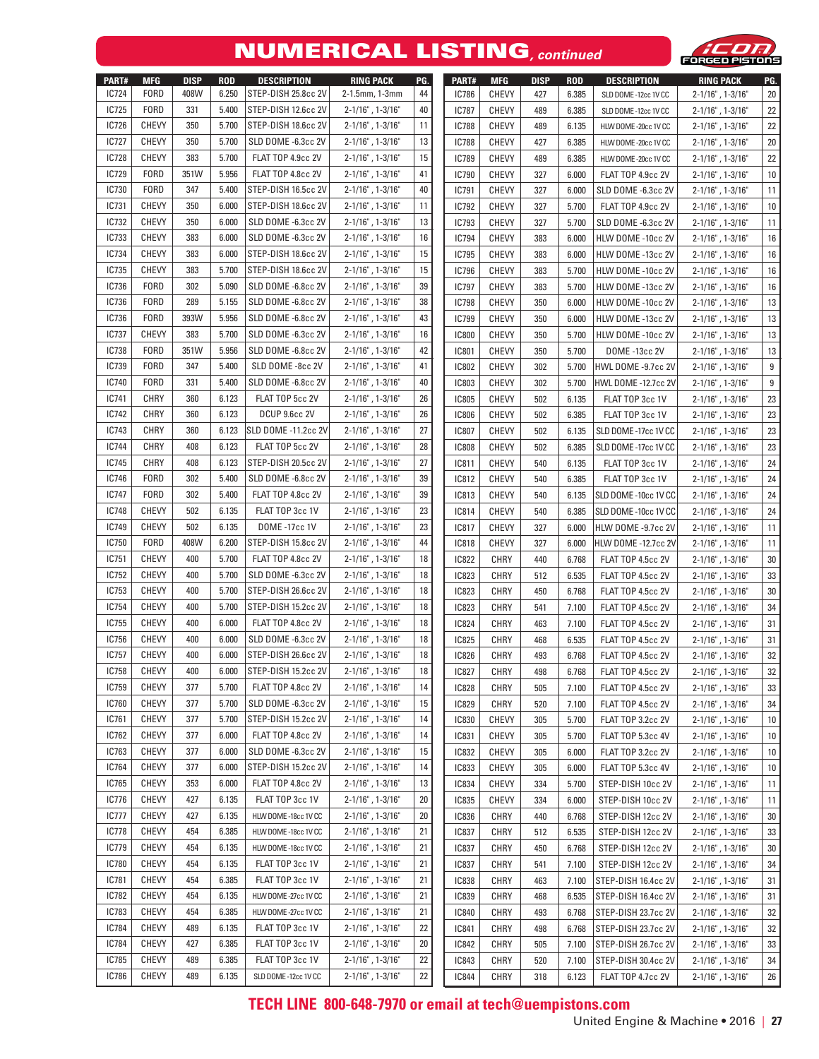## NUMERICAL LISTING, *continued*

| PART# | MFG | DISP | ROD | DESCRIPTION | RING PACK | PG. |
|---|---|---|---|---|---|---|
| IC724 | FORD | 408W | 6.250 | STEP-DISH 25.8cc 2V | 2-1.5mm, 1-3mm | 44 |
| IC725 | FORD | 331 | 5.400 | STEP-DISH 12.6cc 2V | 2-1/16" , 1-3/16" | 40 |
| IC726 | CHEVY | 350 | 5.700 | STEP-DISH 18.6cc 2V | 2-1/16" , 1-3/16" | 11 |
| IC727 | CHEVY | 350 | 5.700 | SLD DOME -6.3cc 2V | 2-1/16" , 1-3/16" | 13 |
| IC728 | CHEVY | 383 | 5.700 | FLAT TOP 4.9cc 2V | 2-1/16" , 1-3/16" | 15 |
| IC729 | FORD | 351W | 5.956 | FLAT TOP 4.8cc 2V | 2-1/16" , 1-3/16" | 41 |
| IC730 | FORD | 347 | 5.400 | STEP-DISH 16.5cc 2V | 2-1/16" , 1-3/16" | 40 |
| IC731 | CHEVY | 350 | 6.000 | STEP-DISH 18.6cc 2V | 2-1/16" , 1-3/16" | 11 |
| IC732 | CHEVY | 350 | 6.000 | SLD DOME -6.3cc 2V | 2-1/16" , 1-3/16" | 13 |
| IC733 | CHEVY | 383 | 6.000 | SLD DOME -6.3cc 2V | 2-1/16" , 1-3/16" | 16 |
| IC734 | CHEVY | 383 | 6.000 | STEP-DISH 18.6cc 2V | 2-1/16" , 1-3/16" | 15 |
| IC735 | CHEVY | 383 | 5.700 | STEP-DISH 18.6cc 2V | 2-1/16" , 1-3/16" | 15 |
| IC736 | FORD | 302 | 5.090 | SLD DOME -6.8cc 2V | 2-1/16" , 1-3/16" | 39 |
| IC736 | FORD | 289 | 5.155 | SLD DOME -6.8cc 2V | 2-1/16" , 1-3/16" | 38 |
| IC736 | FORD | 393W | 5.956 | SLD DOME -6.8cc 2V | 2-1/16" , 1-3/16" | 43 |
| IC737 | CHEVY | 383 | 5.700 | SLD DOME -6.3cc 2V | 2-1/16" , 1-3/16" | 16 |
| IC738 | FORD | 351W | 5.956 | SLD DOME -6.8cc 2V | 2-1/16" , 1-3/16" | 42 |
| IC739 | FORD | 347 | 5.400 | SLD DOME -8cc 2V | 2-1/16" , 1-3/16" | 41 |
| IC740 | FORD | 331 | 5.400 | SLD DOME -6.8cc 2V | 2-1/16" , 1-3/16" | 40 |
| IC741 | CHRY | 360 | 6.123 | FLAT TOP 5cc 2V | 2-1/16" , 1-3/16" | 26 |
| IC742 | CHRY | 360 | 6.123 | DCUP 9.6cc 2V | 2-1/16" , 1-3/16" | 26 |
| IC743 | CHRY | 360 | 6.123 | SLD DOME -11.2cc 2V | 2-1/16" , 1-3/16" | 27 |
| IC744 | CHRY | 408 | 6.123 | FLAT TOP 5cc 2V | 2-1/16" , 1-3/16" | 28 |
| IC745 | CHRY | 408 | 6.123 | STEP-DISH 20.5cc 2V | 2-1/16" , 1-3/16" | 27 |
| IC746 | FORD | 302 | 5.400 | SLD DOME -6.8cc 2V | 2-1/16" , 1-3/16" | 39 |
| IC747 | FORD | 302 | 5.400 | FLAT TOP 4.8cc 2V | 2-1/16" , 1-3/16" | 39 |
| IC748 | CHEVY | 502 | 6.135 | FLAT TOP 3cc 1V | 2-1/16" , 1-3/16" | 23 |
| IC749 | CHEVY | 502 | 6.135 | DOME -17cc 1V | 2-1/16" , 1-3/16" | 23 |
| IC750 | FORD | 408W | 6.200 | STEP-DISH 15.8cc 2V | 2-1/16" , 1-3/16" | 44 |
| IC751 | CHEVY | 400 | 5.700 | FLAT TOP 4.8cc 2V | 2-1/16" , 1-3/16" | 18 |
| IC752 | CHEVY | 400 | 5.700 | SLD DOME -6.3cc 2V | 2-1/16" , 1-3/16" | 18 |
| IC753 | CHEVY | 400 | 5.700 | STEP-DISH 26.6cc 2V | 2-1/16" , 1-3/16" | 18 |
| IC754 | CHEVY | 400 | 5.700 | STEP-DISH 15.2cc 2V | 2-1/16" , 1-3/16" | 18 |
| IC755 | CHEVY | 400 | 6.000 | FLAT TOP 4.8cc 2V | 2-1/16" , 1-3/16" | 18 |
| IC756 | CHEVY | 400 | 6.000 | SLD DOME -6.3cc 2V | 2-1/16" , 1-3/16" | 18 |
| IC757 | CHEVY | 400 | 6.000 | STEP-DISH 26.6cc 2V | 2-1/16" , 1-3/16" | 18 |
| IC758 | CHEVY | 400 | 6.000 | STEP-DISH 15.2cc 2V | 2-1/16" , 1-3/16" | 18 |
| IC759 | CHEVY | 377 | 5.700 | FLAT TOP 4.8cc 2V | 2-1/16" , 1-3/16" | 14 |
| IC760 | CHEVY | 377 | 5.700 | SLD DOME -6.3cc 2V | 2-1/16" , 1-3/16" | 15 |
| IC761 | CHEVY | 377 | 5.700 | STEP-DISH 15.2cc 2V | 2-1/16" , 1-3/16" | 14 |
| IC762 | CHEVY | 377 | 6.000 | FLAT TOP 4.8cc 2V | 2-1/16" , 1-3/16" | 14 |
| IC763 | CHEVY | 377 | 6.000 | SLD DOME -6.3cc 2V | 2-1/16" , 1-3/16" | 15 |
| IC764 | CHEVY | 377 | 6.000 | STEP-DISH 15.2cc 2V | 2-1/16" , 1-3/16" | 14 |
| IC765 | CHEVY | 353 | 6.000 | FLAT TOP 4.8cc 2V | 2-1/16" , 1-3/16" | 13 |
| IC776 | CHEVY | 427 | 6.135 | FLAT TOP 3cc 1V | 2-1/16" , 1-3/16" | 20 |
| IC777 | CHEVY | 427 | 6.135 | HLW DOME -18cc 1V CC | 2-1/16" , 1-3/16" | 20 |
| IC778 | CHEVY | 454 | 6.385 | HLW DOME -18cc 1V CC | 2-1/16" , 1-3/16" | 21 |
| IC779 | CHEVY | 454 | 6.135 | HLW DOME -18cc 1V CC | 2-1/16" , 1-3/16" | 21 |
| IC780 | CHEVY | 454 | 6.135 | FLAT TOP 3cc 1V | 2-1/16" , 1-3/16" | 21 |
| IC781 | CHEVY | 454 | 6.385 | FLAT TOP 3cc 1V | 2-1/16" , 1-3/16" | 21 |
| IC782 | CHEVY | 454 | 6.135 | HLW DOME -27cc 1V CC | 2-1/16" , 1-3/16" | 21 |
| IC783 | CHEVY | 454 | 6.385 | HLW DOME -27cc 1V CC | 2-1/16" , 1-3/16" | 21 |
| IC784 | CHEVY | 489 | 6.135 | FLAT TOP 3cc 1V | 2-1/16" , 1-3/16" | 22 |
| IC784 | CHEVY | 427 | 6.385 | FLAT TOP 3cc 1V | 2-1/16" , 1-3/16" | 20 |
| IC785 | CHEVY | 489 | 6.385 | FLAT TOP 3cc 1V | 2-1/16" , 1-3/16" | 22 |
| IC786 | CHEVY | 489 | 6.135 | SLD DOME -12cc 1V CC | 2-1/16" , 1-3/16" | 22 |
| IC786 | CHEVY | 427 | 6.385 | SLD DOME -12cc 1V CC | 2-1/16" , 1-3/16" | 20 |
| IC787 | CHEVY | 489 | 6.385 | SLD DOME -12cc 1V CC | 2-1/16" , 1-3/16" | 22 |
| IC788 | CHEVY | 489 | 6.135 | HLW DOME -20cc 1V CC | 2-1/16" , 1-3/16" | 22 |
| IC788 | CHEVY | 427 | 6.385 | HLW DOME -20cc 1V CC | 2-1/16" , 1-3/16" | 20 |
| IC789 | CHEVY | 489 | 6.385 | HLW DOME -20cc 1V CC | 2-1/16" , 1-3/16" | 22 |
| IC790 | CHEVY | 327 | 6.000 | FLAT TOP 4.9cc 2V | 2-1/16" , 1-3/16" | 10 |
| IC791 | CHEVY | 327 | 6.000 | SLD DOME -6.3cc 2V | 2-1/16" , 1-3/16" | 11 |
| IC792 | CHEVY | 327 | 5.700 | FLAT TOP 4.9cc 2V | 2-1/16" , 1-3/16" | 10 |
| IC793 | CHEVY | 327 | 5.700 | SLD DOME -6.3cc 2V | 2-1/16" , 1-3/16" | 11 |
| IC794 | CHEVY | 383 | 6.000 | HLW DOME -10cc 2V | 2-1/16" , 1-3/16" | 16 |
| IC795 | CHEVY | 383 | 6.000 | HLW DOME -13cc 2V | 2-1/16" , 1-3/16" | 16 |
| IC796 | CHEVY | 383 | 5.700 | HLW DOME -10cc 2V | 2-1/16" , 1-3/16" | 16 |
| IC797 | CHEVY | 383 | 5.700 | HLW DOME -13cc 2V | 2-1/16" , 1-3/16" | 16 |
| IC798 | CHEVY | 350 | 6.000 | HLW DOME -10cc 2V | 2-1/16" , 1-3/16" | 13 |
| IC799 | CHEVY | 350 | 6.000 | HLW DOME -13cc 2V | 2-1/16" , 1-3/16" | 13 |
| IC800 | CHEVY | 350 | 5.700 | HLW DOME -10cc 2V | 2-1/16" , 1-3/16" | 13 |
| IC801 | CHEVY | 350 | 5.700 | DOME -13cc 2V | 2-1/16" , 1-3/16" | 13 |
| IC802 | CHEVY | 302 | 5.700 | HWL DOME -9.7cc 2V | 2-1/16" , 1-3/16" | 9 |
| IC803 | CHEVY | 302 | 5.700 | HWL DOME -12.7cc 2V | 2-1/16" , 1-3/16" | 9 |
| IC805 | CHEVY | 502 | 6.135 | FLAT TOP 3cc 1V | 2-1/16" , 1-3/16" | 23 |
| IC806 | CHEVY | 502 | 6.385 | FLAT TOP 3cc 1V | 2-1/16" , 1-3/16" | 23 |
| IC807 | CHEVY | 502 | 6.135 | SLD DOME -17cc 1V CC | 2-1/16" , 1-3/16" | 23 |
| IC808 | CHEVY | 502 | 6.385 | SLD DOME -17cc 1V CC | 2-1/16" , 1-3/16" | 23 |
| IC811 | CHEVY | 540 | 6.135 | FLAT TOP 3cc 1V | 2-1/16" , 1-3/16" | 24 |
| IC812 | CHEVY | 540 | 6.385 | FLAT TOP 3cc 1V | 2-1/16" , 1-3/16" | 24 |
| IC813 | CHEVY | 540 | 6.135 | SLD DOME -10cc 1V CC | 2-1/16" , 1-3/16" | 24 |
| IC814 | CHEVY | 540 | 6.385 | SLD DOME -10cc 1V CC | 2-1/16" , 1-3/16" | 24 |
| IC817 | CHEVY | 327 | 6.000 | HLW DOME -9.7cc 2V | 2-1/16" , 1-3/16" | 11 |
| IC818 | CHEVY | 327 | 6.000 | HLW DOME -12.7cc 2V | 2-1/16" , 1-3/16" | 11 |
| IC822 | CHRY | 440 | 6.768 | FLAT TOP 4.5cc 2V | 2-1/16" , 1-3/16" | 30 |
| IC823 | CHRY | 512 | 6.535 | FLAT TOP 4.5cc 2V | 2-1/16" , 1-3/16" | 33 |
| IC823 | CHRY | 450 | 6.768 | FLAT TOP 4.5cc 2V | 2-1/16" , 1-3/16" | 30 |
| IC823 | CHRY | 541 | 7.100 | FLAT TOP 4.5cc 2V | 2-1/16" , 1-3/16" | 34 |
| IC824 | CHRY | 463 | 7.100 | FLAT TOP 4.5cc 2V | 2-1/16" , 1-3/16" | 31 |
| IC825 | CHRY | 468 | 6.535 | FLAT TOP 4.5cc 2V | 2-1/16" , 1-3/16" | 31 |
| IC826 | CHRY | 493 | 6.768 | FLAT TOP 4.5cc 2V | 2-1/16" , 1-3/16" | 32 |
| IC827 | CHRY | 498 | 6.768 | FLAT TOP 4.5cc 2V | 2-1/16" , 1-3/16" | 32 |
| IC828 | CHRY | 505 | 7.100 | FLAT TOP 4.5cc 2V | 2-1/16" , 1-3/16" | 33 |
| IC829 | CHRY | 520 | 7.100 | FLAT TOP 4.5cc 2V | 2-1/16" , 1-3/16" | 34 |
| IC830 | CHEVY | 305 | 5.700 | FLAT TOP 3.2cc 2V | 2-1/16" , 1-3/16" | 10 |
| IC831 | CHEVY | 305 | 5.700 | FLAT TOP 5.3cc 4V | 2-1/16" , 1-3/16" | 10 |
| IC832 | CHEVY | 305 | 6.000 | FLAT TOP 3.2cc 2V | 2-1/16" , 1-3/16" | 10 |
| IC833 | CHEVY | 305 | 6.000 | FLAT TOP 5.3cc 4V | 2-1/16" , 1-3/16" | 10 |
| IC834 | CHEVY | 334 | 5.700 | STEP-DISH 10cc 2V | 2-1/16" , 1-3/16" | 11 |
| IC835 | CHEVY | 334 | 6.000 | STEP-DISH 10cc 2V | 2-1/16" , 1-3/16" | 11 |
| IC836 | CHRY | 440 | 6.768 | STEP-DISH 12cc 2V | 2-1/16" , 1-3/16" | 30 |
| IC837 | CHRY | 512 | 6.535 | STEP-DISH 12cc 2V | 2-1/16" , 1-3/16" | 33 |
| IC837 | CHRY | 450 | 6.768 | STEP-DISH 12cc 2V | 2-1/16" , 1-3/16" | 30 |
| IC837 | CHRY | 541 | 7.100 | STEP-DISH 12cc 2V | 2-1/16" , 1-3/16" | 34 |
| IC838 | CHRY | 463 | 7.100 | STEP-DISH 16.4cc 2V | 2-1/16" , 1-3/16" | 31 |
| IC839 | CHRY | 468 | 6.535 | STEP-DISH 16.4cc 2V | 2-1/16" , 1-3/16" | 31 |
| IC840 | CHRY | 493 | 6.768 | STEP-DISH 23.7cc 2V | 2-1/16" , 1-3/16" | 32 |
| IC841 | CHRY | 498 | 6.768 | STEP-DISH 23.7cc 2V | 2-1/16" , 1-3/16" | 32 |
| IC842 | CHRY | 505 | 7.100 | STEP-DISH 26.7cc 2V | 2-1/16" , 1-3/16" | 33 |
| IC843 | CHRY | 520 | 7.100 | STEP-DISH 30.4cc 2V | 2-1/16" , 1-3/16" | 34 |
| IC844 | CHRY | 318 | 6.123 | FLAT TOP 4.7cc 2V | 2-1/16" , 1-3/16" | 26 |

**TECH LINE 800-648-7970 or email at tech@uempistons.com**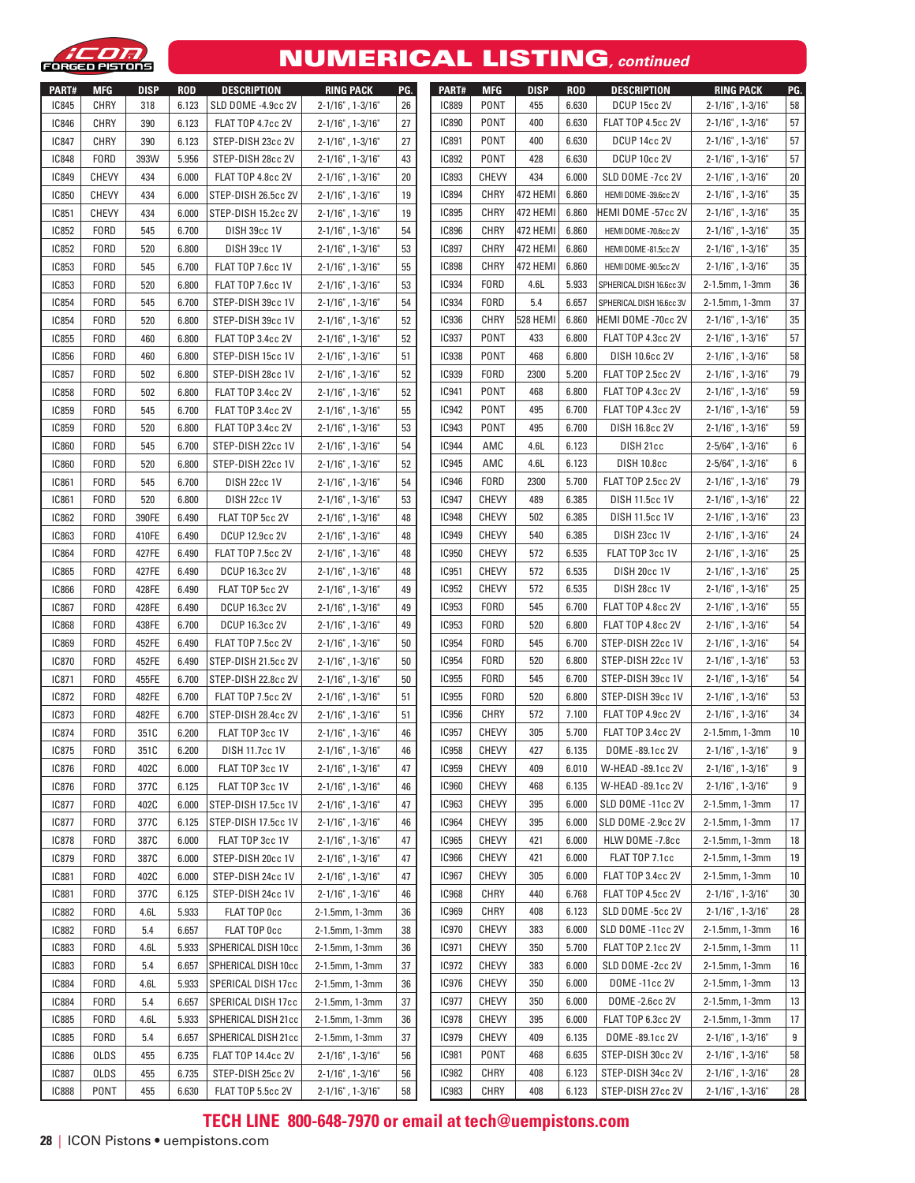# NUMERICAL LISTING, *continued*

| PART# | MFG | DISP | ROD | DESCRIPTION | RING PACK | PG. |
|---|---|---|---|---|---|---|
| IC845 | CHRY | 318 | 6.123 | SLD DOME -4.9cc 2V | 2-1/16", 1-3/16" | 26 |
| IC846 | CHRY | 390 | 6.123 | FLAT TOP 4.7cc 2V | 2-1/16", 1-3/16" | 27 |
| IC847 | CHRY | 390 | 6.123 | STEP-DISH 23cc 2V | 2-1/16", 1-3/16" | 27 |
| IC848 | FORD | 393W | 5.956 | STEP-DISH 28cc 2V | 2-1/16", 1-3/16" | 43 |
| IC849 | CHEVY | 434 | 6.000 | FLAT TOP 4.8cc 2V | 2-1/16", 1-3/16" | 20 |
| IC850 | CHEVY | 434 | 6.000 | STEP-DISH 26.5cc 2V | 2-1/16", 1-3/16" | 19 |
| IC851 | CHEVY | 434 | 6.000 | STEP-DISH 15.2cc 2V | 2-1/16", 1-3/16" | 19 |
| IC852 | FORD | 545 | 6.700 | DISH 39cc 1V | 2-1/16", 1-3/16" | 54 |
| IC852 | FORD | 520 | 6.800 | DISH 39cc 1V | 2-1/16", 1-3/16" | 53 |
| IC853 | FORD | 545 | 6.700 | FLAT TOP 7.6cc 1V | 2-1/16", 1-3/16" | 55 |
| IC853 | FORD | 520 | 6.800 | FLAT TOP 7.6cc 1V | 2-1/16", 1-3/16" | 53 |
| IC854 | FORD | 545 | 6.700 | STEP-DISH 39cc 1V | 2-1/16", 1-3/16" | 54 |
| IC854 | FORD | 520 | 6.800 | STEP-DISH 39cc 1V | 2-1/16", 1-3/16" | 52 |
| IC855 | FORD | 460 | 6.800 | FLAT TOP 3.4cc 2V | 2-1/16", 1-3/16" | 52 |
| IC856 | FORD | 460 | 6.800 | STEP-DISH 15cc 1V | 2-1/16", 1-3/16" | 51 |
| IC857 | FORD | 502 | 6.800 | STEP-DISH 28cc 1V | 2-1/16", 1-3/16" | 52 |
| IC858 | FORD | 502 | 6.800 | FLAT TOP 3.4cc 2V | 2-1/16", 1-3/16" | 52 |
| IC859 | FORD | 545 | 6.700 | FLAT TOP 3.4cc 2V | 2-1/16", 1-3/16" | 55 |
| IC859 | FORD | 520 | 6.800 | FLAT TOP 3.4cc 2V | 2-1/16", 1-3/16" | 53 |
| IC860 | FORD | 545 | 6.700 | STEP-DISH 22cc 1V | 2-1/16", 1-3/16" | 54 |
| IC860 | FORD | 520 | 6.800 | STEP-DISH 22cc 1V | 2-1/16", 1-3/16" | 52 |
| IC861 | FORD | 545 | 6.700 | DISH 22cc 1V | 2-1/16", 1-3/16" | 54 |
| IC861 | FORD | 520 | 6.800 | DISH 22cc 1V | 2-1/16", 1-3/16" | 53 |
| IC862 | FORD | 390FE | 6.490 | FLAT TOP 5cc 2V | 2-1/16", 1-3/16" | 48 |
| IC863 | FORD | 410FE | 6.490 | DCUP 12.9cc 2V | 2-1/16", 1-3/16" | 48 |
| IC864 | FORD | 427FE | 6.490 | FLAT TOP 7.5cc 2V | 2-1/16", 1-3/16" | 48 |
| IC865 | FORD | 427FE | 6.490 | DCUP 16.3cc 2V | 2-1/16", 1-3/16" | 48 |
| IC866 | FORD | 428FE | 6.490 | FLAT TOP 5cc 2V | 2-1/16", 1-3/16" | 49 |
| IC867 | FORD | 428FE | 6.490 | DCUP 16.3cc 2V | 2-1/16", 1-3/16" | 49 |
| IC868 | FORD | 438FE | 6.700 | DCUP 16.3cc 2V | 2-1/16", 1-3/16" | 49 |
| IC869 | FORD | 452FE | 6.490 | FLAT TOP 7.5cc 2V | 2-1/16", 1-3/16" | 50 |
| IC870 | FORD | 452FE | 6.490 | STEP-DISH 21.5cc 2V | 2-1/16", 1-3/16" | 50 |
| IC871 | FORD | 455FE | 6.700 | STEP-DISH 22.8cc 2V | 2-1/16", 1-3/16" | 50 |
| IC872 | FORD | 482FE | 6.700 | FLAT TOP 7.5cc 2V | 2-1/16", 1-3/16" | 51 |
| IC873 | FORD | 482FE | 6.700 | STEP-DISH 28.4cc 2V | 2-1/16", 1-3/16" | 51 |
| IC874 | FORD | 351C | 6.200 | FLAT TOP 3cc 1V | 2-1/16", 1-3/16" | 46 |
| IC875 | FORD | 351C | 6.200 | DISH 11.7cc 1V | 2-1/16", 1-3/16" | 46 |
| IC876 | FORD | 402C | 6.000 | FLAT TOP 3cc 1V | 2-1/16", 1-3/16" | 47 |
| IC876 | FORD | 377C | 6.125 | FLAT TOP 3cc 1V | 2-1/16", 1-3/16" | 46 |
| IC877 | FORD | 402C | 6.000 | STEP-DISH 17.5cc 1V | 2-1/16", 1-3/16" | 47 |
| IC877 | FORD | 377C | 6.125 | STEP-DISH 17.5cc 1V | 2-1/16", 1-3/16" | 46 |
| IC878 | FORD | 387C | 6.000 | FLAT TOP 3cc 1V | 2-1/16", 1-3/16" | 47 |
| IC879 | FORD | 387C | 6.000 | STEP-DISH 20cc 1V | 2-1/16", 1-3/16" | 47 |
| IC881 | FORD | 402C | 6.000 | STEP-DISH 24cc 1V | 2-1/16", 1-3/16" | 47 |
| IC881 | FORD | 377C | 6.125 | STEP-DISH 24cc 1V | 2-1/16", 1-3/16" | 46 |
| IC882 | FORD | 4.6L | 5.933 | FLAT TOP 0cc | 2-1.5mm, 1-3mm | 36 |
| IC882 | FORD | 5.4 | 6.657 | FLAT TOP 0cc | 2-1.5mm, 1-3mm | 38 |
| IC883 | FORD | 4.6L | 5.933 | SPHERICAL DISH 10cc | 2-1.5mm, 1-3mm | 36 |
| IC883 | FORD | 5.4 | 6.657 | SPHERICAL DISH 10cc | 2-1.5mm, 1-3mm | 37 |
| IC884 | FORD | 4.6L | 5.933 | SPERICAL DISH 17cc | 2-1.5mm, 1-3mm | 36 |
| IC884 | FORD | 5.4 | 6.657 | SPERICAL DISH 17cc | 2-1.5mm, 1-3mm | 37 |
| IC885 | FORD | 4.6L | 5.933 | SPHERICAL DISH 21cc | 2-1.5mm, 1-3mm | 36 |
| IC885 | FORD | 5.4 | 6.657 | SPHERICAL DISH 21cc | 2-1.5mm, 1-3mm | 37 |
| IC886 | OLDS | 455 | 6.735 | FLAT TOP 14.4cc 2V | 2-1/16", 1-3/16" | 56 |
| IC887 | OLDS | 455 | 6.735 | STEP-DISH 25cc 2V | 2-1/16", 1-3/16" | 56 |
| IC888 | PONT | 455 | 6.630 | FLAT TOP 5.5cc 2V | 2-1/16", 1-3/16" | 58 |
| IC889 | PONT | 455 | 6.630 | DCUP 15cc 2V | 2-1/16", 1-3/16" | 58 |
| IC890 | PONT | 400 | 6.630 | FLAT TOP 4.5cc 2V | 2-1/16", 1-3/16" | 57 |
| IC891 | PONT | 400 | 6.630 | DCUP 14cc 2V | 2-1/16", 1-3/16" | 57 |
| IC892 | PONT | 428 | 6.630 | DCUP 10cc 2V | 2-1/16", 1-3/16" | 57 |
| IC893 | CHEVY | 434 | 6.000 | SLD DOME -7cc 2V | 2-1/16", 1-3/16" | 20 |
| IC894 | CHRY | 472 HEMI | 6.860 | HEMI DOME -39.6cc 2V | 2-1/16", 1-3/16" | 35 |
| IC895 | CHRY | 472 HEMI | 6.860 | HEMI DOME -57cc 2V | 2-1/16", 1-3/16" | 35 |
| IC896 | CHRY | 472 HEMI | 6.860 | HEMI DOME -70.6cc 2V | 2-1/16", 1-3/16" | 35 |
| IC897 | CHRY | 472 HEMI | 6.860 | HEMI DOME -81.5cc 2V | 2-1/16", 1-3/16" | 35 |
| IC898 | CHRY | 472 HEMI | 6.860 | HEMI DOME -90.5cc 2V | 2-1/16", 1-3/16" | 35 |
| IC934 | FORD | 4.6L | 5.933 | SPHERICAL DISH 16.6cc 3V | 2-1.5mm, 1-3mm | 36 |
| IC934 | FORD | 5.4 | 6.657 | SPHERICAL DISH 16.6cc 3V | 2-1.5mm, 1-3mm | 37 |
| IC936 | CHRY | 528 HEMI | 6.860 | HEMI DOME -70cc 2V | 2-1/16", 1-3/16" | 35 |
| IC937 | PONT | 433 | 6.800 | FLAT TOP 4.3cc 2V | 2-1/16", 1-3/16" | 57 |
| IC938 | PONT | 468 | 6.800 | DISH 10.6cc 2V | 2-1/16", 1-3/16" | 58 |
| IC939 | FORD | 2300 | 5.200 | FLAT TOP 2.5cc 2V | 2-1/16", 1-3/16" | 79 |
| IC941 | PONT | 468 | 6.800 | FLAT TOP 4.3cc 2V | 2-1/16", 1-3/16" | 59 |
| IC942 | PONT | 495 | 6.700 | FLAT TOP 4.3cc 2V | 2-1/16", 1-3/16" | 59 |
| IC943 | PONT | 495 | 6.700 | DISH 16.8cc 2V | 2-1/16", 1-3/16" | 59 |
| IC944 | AMC | 4.6L | 6.123 | DISH 21cc | 2-5/64", 1-3/16" | 6 |
| IC945 | AMC | 4.6L | 6.123 | DISH 10.8cc | 2-5/64", 1-3/16" | 6 |
| IC946 | FORD | 2300 | 5.700 | FLAT TOP 2.5cc 2V | 2-1/16", 1-3/16" | 79 |
| IC947 | CHEVY | 489 | 6.385 | DISH 11.5cc 1V | 2-1/16", 1-3/16" | 22 |
| IC948 | CHEVY | 502 | 6.385 | DISH 11.5cc 1V | 2-1/16", 1-3/16" | 23 |
| IC949 | CHEVY | 540 | 6.385 | DISH 23cc 1V | 2-1/16", 1-3/16" | 24 |
| IC950 | CHEVY | 572 | 6.535 | FLAT TOP 3cc 1V | 2-1/16", 1-3/16" | 25 |
| IC951 | CHEVY | 572 | 6.535 | DISH 20cc 1V | 2-1/16", 1-3/16" | 25 |
| IC952 | CHEVY | 572 | 6.535 | DISH 28cc 1V | 2-1/16", 1-3/16" | 25 |
| IC953 | FORD | 545 | 6.700 | FLAT TOP 4.8cc 2V | 2-1/16", 1-3/16" | 55 |
| IC953 | FORD | 520 | 6.800 | FLAT TOP 4.8cc 2V | 2-1/16", 1-3/16" | 54 |
| IC954 | FORD | 545 | 6.700 | STEP-DISH 22cc 1V | 2-1/16", 1-3/16" | 54 |
| IC954 | FORD | 520 | 6.800 | STEP-DISH 22cc 1V | 2-1/16", 1-3/16" | 53 |
| IC955 | FORD | 545 | 6.700 | STEP-DISH 39cc 1V | 2-1/16", 1-3/16" | 54 |
| IC955 | FORD | 520 | 6.800 | STEP-DISH 39cc 1V | 2-1/16", 1-3/16" | 53 |
| IC956 | CHRY | 572 | 7.100 | FLAT TOP 4.9cc 2V | 2-1/16", 1-3/16" | 34 |
| IC957 | CHEVY | 305 | 5.700 | FLAT TOP 3.4cc 2V | 2-1.5mm, 1-3mm | 10 |
| IC958 | CHEVY | 427 | 6.135 | DOME -89.1cc 2V | 2-1/16", 1-3/16" | 9 |
| IC959 | CHEVY | 409 | 6.010 | W-HEAD -89.1cc 2V | 2-1/16", 1-3/16" | 9 |
| IC960 | CHEVY | 468 | 6.135 | W-HEAD -89.1cc 2V | 2-1/16", 1-3/16" | 9 |
| IC963 | CHEVY | 395 | 6.000 | SLD DOME -11cc 2V | 2-1.5mm, 1-3mm | 17 |
| IC964 | CHEVY | 395 | 6.000 | SLD DOME -2.9cc 2V | 2-1.5mm, 1-3mm | 17 |
| IC965 | CHEVY | 421 | 6.000 | HLW DOME -7.8cc | 2-1.5mm, 1-3mm | 18 |
| IC966 | CHEVY | 421 | 6.000 | FLAT TOP 7.1cc | 2-1.5mm, 1-3mm | 19 |
| IC967 | CHEVY | 305 | 6.000 | FLAT TOP 3.4cc 2V | 2-1.5mm, 1-3mm | 10 |
| IC968 | CHRY | 440 | 6.768 | FLAT TOP 4.5cc 2V | 2-1/16", 1-3/16" | 30 |
| IC969 | CHRY | 408 | 6.123 | SLD DOME -5cc 2V | 2-1/16", 1-3/16" | 28 |
| IC970 | CHEVY | 383 | 6.000 | SLD DOME -11cc 2V | 2-1.5mm, 1-3mm | 16 |
| IC971 | CHEVY | 350 | 5.700 | FLAT TOP 2.1cc 2V | 2-1.5mm, 1-3mm | 11 |
| IC972 | CHEVY | 383 | 6.000 | SLD DOME -2cc 2V | 2-1.5mm, 1-3mm | 16 |
| IC976 | CHEVY | 350 | 6.000 | DOME -11cc 2V | 2-1.5mm, 1-3mm | 13 |
| IC977 | CHEVY | 350 | 6.000 | DOME -2.6cc 2V | 2-1.5mm, 1-3mm | 13 |
| IC978 | CHEVY | 395 | 6.000 | FLAT TOP 6.3cc 2V | 2-1.5mm, 1-3mm | 17 |
| IC979 | CHEVY | 409 | 6.135 | DOME -89.1cc 2V | 2-1/16", 1-3/16" | 9 |
| IC981 | PONT | 468 | 6.635 | STEP-DISH 30cc 2V | 2-1/16", 1-3/16" | 58 |
| IC982 | CHRY | 408 | 6.123 | STEP-DISH 34cc 2V | 2-1/16", 1-3/16" | 28 |
| IC983 | CHRY | 408 | 6.123 | STEP-DISH 27cc 2V | 2-1/16", 1-3/16" | 28 |

**TECH LINE 800-648-7970 or email at tech@uempistons.com**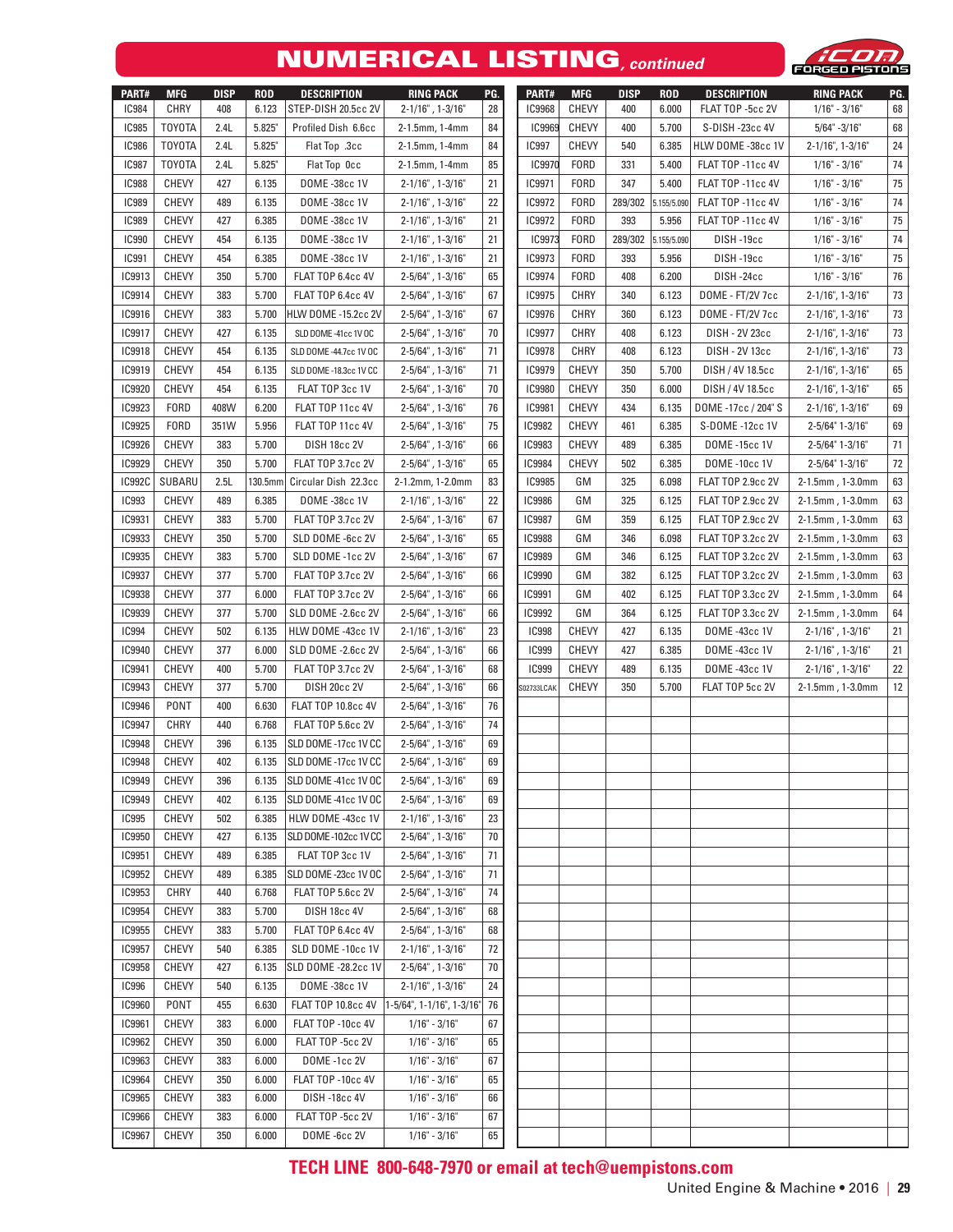# NUMERICAL LISTING, *continued*

| PART# | MFG | DISP | ROD | DESCRIPTION | RING PACK | PG. |
|---|---|---|---|---|---|---|
| IC984 | CHRY | 408 | 6.123 | STEP-DISH 20.5cc 2V | 2-1/16", 1-3/16" | 28 |
| IC985 | TOYOTA | 2.4L | 5.825" | Profiled Dish 6.6cc | 2-1.5mm, 1-4mm | 84 |
| IC986 | TOYOTA | 2.4L | 5.825" | Flat Top .3cc | 2-1.5mm, 1-4mm | 84 |
| IC987 | TOYOTA | 2.4L | 5.825" | Flat Top 0cc | 2-1.5mm, 1-4mm | 85 |
| IC988 | CHEVY | 427 | 6.135 | DOME -38cc 1V | 2-1/16", 1-3/16" | 21 |
| IC989 | CHEVY | 489 | 6.135 | DOME -38cc 1V | 2-1/16", 1-3/16" | 22 |
| IC989 | CHEVY | 427 | 6.385 | DOME -38cc 1V | 2-1/16", 1-3/16" | 21 |
| IC990 | CHEVY | 454 | 6.135 | DOME -38cc 1V | 2-1/16", 1-3/16" | 21 |
| IC991 | CHEVY | 454 | 6.385 | DOME -38cc 1V | 2-1/16", 1-3/16" | 21 |
| IC9913 | CHEVY | 350 | 5.700 | FLAT TOP 6.4cc 4V | 2-5/64", 1-3/16" | 65 |
| IC9914 | CHEVY | 383 | 5.700 | FLAT TOP 6.4cc 4V | 2-5/64", 1-3/16" | 67 |
| IC9916 | CHEVY | 383 | 5.700 | HLW DOME -15.2cc 2V | 2-5/64", 1-3/16" | 67 |
| IC9917 | CHEVY | 427 | 6.135 | SLD DOME -41cc 1V OC | 2-5/64", 1-3/16" | 70 |
| IC9918 | CHEVY | 454 | 6.135 | SLD DOME -44.7cc 1V OC | 2-5/64", 1-3/16" | 71 |
| IC9919 | CHEVY | 454 | 6.135 | SLD DOME -18.3cc 1V CC | 2-5/64", 1-3/16" | 71 |
| IC9920 | CHEVY | 454 | 6.135 | FLAT TOP 3cc 1V | 2-5/64", 1-3/16" | 70 |
| IC9923 | FORD | 408W | 6.200 | FLAT TOP 11cc 4V | 2-5/64", 1-3/16" | 76 |
| IC9925 | FORD | 351W | 5.956 | FLAT TOP 11cc 4V | 2-5/64", 1-3/16" | 75 |
| IC9926 | CHEVY | 383 | 5.700 | DISH 18cc 2V | 2-5/64", 1-3/16" | 66 |
| IC9929 | CHEVY | 350 | 5.700 | FLAT TOP 3.7cc 2V | 2-5/64", 1-3/16" | 65 |
| IC992C | SUBARU | 2.5L | 130.5mm | Circular Dish 22.3cc | 2-1.2mm, 1-2.0mm | 83 |
| IC993 | CHEVY | 489 | 6.385 | DOME -38cc 1V | 2-1/16", 1-3/16" | 22 |
| IC9931 | CHEVY | 383 | 5.700 | FLAT TOP 3.7cc 2V | 2-5/64", 1-3/16" | 67 |
| IC9933 | CHEVY | 350 | 5.700 | SLD DOME -6cc 2V | 2-5/64", 1-3/16" | 65 |
| IC9935 | CHEVY | 383 | 5.700 | SLD DOME -1cc 2V | 2-5/64", 1-3/16" | 67 |
| IC9937 | CHEVY | 377 | 5.700 | FLAT TOP 3.7cc 2V | 2-5/64", 1-3/16" | 66 |
| IC9938 | CHEVY | 377 | 6.000 | FLAT TOP 3.7cc 2V | 2-5/64", 1-3/16" | 66 |
| IC9939 | CHEVY | 377 | 5.700 | SLD DOME -2.6cc 2V | 2-5/64", 1-3/16" | 66 |
| IC994 | CHEVY | 502 | 6.135 | HLW DOME -43cc 1V | 2-1/16", 1-3/16" | 23 |
| IC9940 | CHEVY | 377 | 6.000 | SLD DOME -2.6cc 2V | 2-5/64", 1-3/16" | 66 |
| IC9941 | CHEVY | 400 | 5.700 | FLAT TOP 3.7cc 2V | 2-5/64", 1-3/16" | 68 |
| IC9943 | CHEVY | 377 | 5.700 | DISH 20cc 2V | 2-5/64", 1-3/16" | 66 |
| IC9946 | PONT | 400 | 6.630 | FLAT TOP 10.8cc 4V | 2-5/64", 1-3/16" | 76 |
| IC9947 | CHRY | 440 | 6.768 | FLAT TOP 5.6cc 2V | 2-5/64", 1-3/16" | 74 |
| IC9948 | CHEVY | 396 | 6.135 | SLD DOME -17cc 1V CC | 2-5/64", 1-3/16" | 69 |
| IC9948 | CHEVY | 402 | 6.135 | SLD DOME -17cc 1V CC | 2-5/64", 1-3/16" | 69 |
| IC9949 | CHEVY | 396 | 6.135 | SLD DOME -41cc 1V OC | 2-5/64", 1-3/16" | 69 |
| IC9949 | CHEVY | 402 | 6.135 | SLD DOME -41cc 1V OC | 2-5/64", 1-3/16" | 69 |
| IC995 | CHEVY | 502 | 6.385 | HLW DOME -43cc 1V | 2-1/16", 1-3/16" | 23 |
| IC9950 | CHEVY | 427 | 6.135 | SLD DOME -10.2cc 1V CC | 2-5/64", 1-3/16" | 70 |
| IC9951 | CHEVY | 489 | 6.385 | FLAT TOP 3cc 1V | 2-5/64", 1-3/16" | 71 |
| IC9952 | CHEVY | 489 | 6.385 | SLD DOME -23cc 1V OC | 2-5/64", 1-3/16" | 71 |
| IC9953 | CHRY | 440 | 6.768 | FLAT TOP 5.6cc 2V | 2-5/64", 1-3/16" | 74 |
| IC9954 | CHEVY | 383 | 5.700 | DISH 18cc 4V | 2-5/64", 1-3/16" | 68 |
| IC9955 | CHEVY | 383 | 5.700 | FLAT TOP 6.4cc 4V | 2-5/64", 1-3/16" | 68 |
| IC9957 | CHEVY | 540 | 6.385 | SLD DOME -10cc 1V | 2-1/16", 1-3/16" | 72 |
| IC9958 | CHEVY | 427 | 6.135 | SLD DOME -28.2cc 1V | 2-5/64", 1-3/16" | 70 |
| IC996 | CHEVY | 540 | 6.135 | DOME -38cc 1V | 2-1/16", 1-3/16" | 24 |
| IC9960 | PONT | 455 | 6.630 | FLAT TOP 10.8cc 4V | 1-5/64", 1-1/16", 1-3/16" | 76 |
| IC9961 | CHEVY | 383 | 6.000 | FLAT TOP -10cc 4V | 1/16" - 3/16" | 67 |
| IC9962 | CHEVY | 350 | 6.000 | FLAT TOP -5cc 2V | 1/16" - 3/16" | 65 |
| IC9963 | CHEVY | 383 | 6.000 | DOME -1cc 2V | 1/16" - 3/16" | 67 |
| IC9964 | CHEVY | 350 | 6.000 | FLAT TOP -10cc 4V | 1/16" - 3/16" | 65 |
| IC9965 | CHEVY | 383 | 6.000 | DISH -18cc 4V | 1/16" - 3/16" | 66 |
| IC9966 | CHEVY | 383 | 6.000 | FLAT TOP -5cc 2V | 1/16" - 3/16" | 67 |
| IC9967 | CHEVY | 350 | 6.000 | DOME -6cc 2V | 1/16" - 3/16" | 65 |
| IC9968 | CHEVY | 400 | 6.000 | FLAT TOP -5cc 2V | 1/16" - 3/16" | 68 |
| IC9969 | CHEVY | 400 | 5.700 | S-DISH -23cc 4V | 5/64" -3/16" | 68 |
| IC997 | CHEVY | 540 | 6.385 | HLW DOME -38cc 1V | 2-1/16", 1-3/16" | 24 |
| IC9970 | FORD | 331 | 5.400 | FLAT TOP -11cc 4V | 1/16" - 3/16" | 74 |
| IC9971 | FORD | 347 | 5.400 | FLAT TOP -11cc 4V | 1/16" - 3/16" | 75 |
| IC9972 | FORD | 289/302 | 5.155/5.090 | FLAT TOP -11cc 4V | 1/16" - 3/16" | 74 |
| IC9972 | FORD | 393 | 5.956 | FLAT TOP -11cc 4V | 1/16" - 3/16" | 75 |
| IC9973 | FORD | 289/302 | 5.155/5.090 | DISH -19cc | 1/16" - 3/16" | 74 |
| IC9973 | FORD | 393 | 5.956 | DISH -19cc | 1/16" - 3/16" | 75 |
| IC9974 | FORD | 408 | 6.200 | DISH -24cc | 1/16" - 3/16" | 76 |
| IC9975 | CHRY | 340 | 6.123 | DOME - FT/2V 7cc | 2-1/16", 1-3/16" | 73 |
| IC9976 | CHRY | 360 | 6.123 | DOME - FT/2V 7cc | 2-1/16", 1-3/16" | 73 |
| IC9977 | CHRY | 408 | 6.123 | DISH - 2V 23cc | 2-1/16", 1-3/16" | 73 |
| IC9978 | CHRY | 408 | 6.123 | DISH - 2V 13cc | 2-1/16", 1-3/16" | 73 |
| IC9979 | CHEVY | 350 | 5.700 | DISH / 4V 18.5cc | 2-1/16", 1-3/16" | 65 |
| IC9980 | CHEVY | 350 | 6.000 | DISH / 4V 18.5cc | 2-1/16", 1-3/16" | 65 |
| IC9981 | CHEVY | 434 | 6.135 | DOME -17cc / 204" S | 2-1/16", 1-3/16" | 69 |
| IC9982 | CHEVY | 461 | 6.385 | S-DOME -12cc 1V | 2-5/64" 1-3/16" | 69 |
| IC9983 | CHEVY | 489 | 6.385 | DOME -15cc 1V | 2-5/64" 1-3/16" | 71 |
| IC9984 | CHEVY | 502 | 6.385 | DOME -10cc 1V | 2-5/64" 1-3/16" | 72 |
| IC9985 | GM | 325 | 6.098 | FLAT TOP 2.9cc 2V | 2-1.5mm, 1-3.0mm | 63 |
| IC9986 | GM | 325 | 6.125 | FLAT TOP 2.9cc 2V | 2-1.5mm, 1-3.0mm | 63 |
| IC9987 | GM | 359 | 6.125 | FLAT TOP 2.9cc 2V | 2-1.5mm, 1-3.0mm | 63 |
| IC9988 | GM | 346 | 6.098 | FLAT TOP 3.2cc 2V | 2-1.5mm, 1-3.0mm | 63 |
| IC9989 | GM | 346 | 6.125 | FLAT TOP 3.2cc 2V | 2-1.5mm, 1-3.0mm | 63 |
| IC9990 | GM | 382 | 6.125 | FLAT TOP 3.2cc 2V | 2-1.5mm, 1-3.0mm | 63 |
| IC9991 | GM | 402 | 6.125 | FLAT TOP 3.3cc 2V | 2-1.5mm, 1-3.0mm | 64 |
| IC9992 | GM | 364 | 6.125 | FLAT TOP 3.3cc 2V | 2-1.5mm, 1-3.0mm | 64 |
| IC998 | CHEVY | 427 | 6.135 | DOME -43cc 1V | 2-1/16", 1-3/16" | 21 |
| IC999 | CHEVY | 427 | 6.385 | DOME -43cc 1V | 2-1/16", 1-3/16" | 21 |
| IC999 | CHEVY | 489 | 6.135 | DOME -43cc 1V | 2-1/16", 1-3/16" | 22 |
| S02733LCAK | CHEVY | 350 | 5.700 | FLAT TOP 5cc 2V | 2-1.5mm, 1-3.0mm | 12 |

**TECH LINE 800-648-7970 or email at tech@uempistons.com**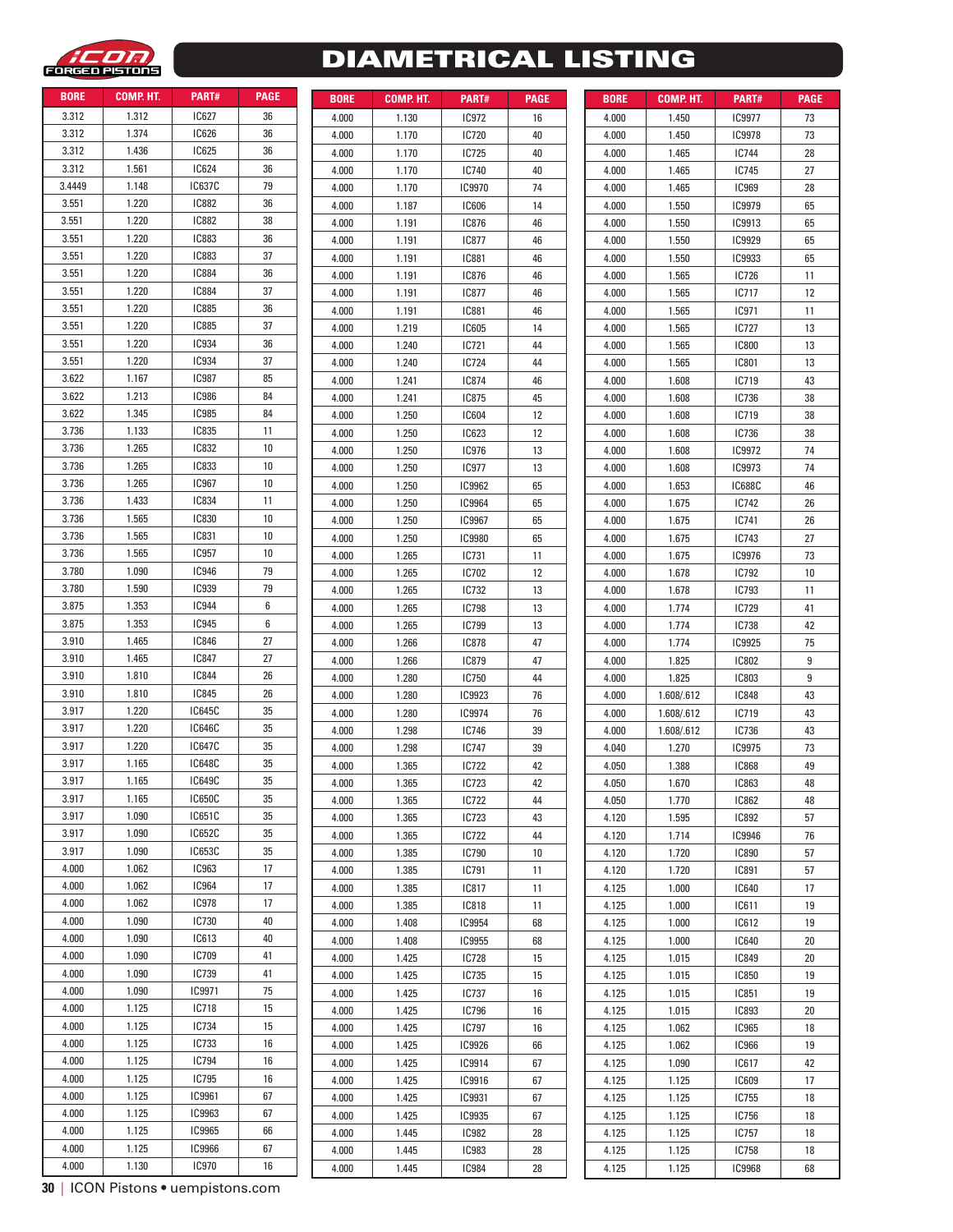# DIAMETRICAL LISTING

| BORE | COMP. HT. | PART# | PAGE |
|---|---|---|---|
| 3.312 | 1.312 | IC627 | 36 |
| 3.312 | 1.374 | IC626 | 36 |
| 3.312 | 1.436 | IC625 | 36 |
| 3.312 | 1.561 | IC624 | 36 |
| 3.4449 | 1.148 | IC637C | 79 |
| 3.551 | 1.220 | IC882 | 36 |
| 3.551 | 1.220 | IC882 | 38 |
| 3.551 | 1.220 | IC883 | 36 |
| 3.551 | 1.220 | IC883 | 37 |
| 3.551 | 1.220 | IC884 | 36 |
| 3.551 | 1.220 | IC884 | 37 |
| 3.551 | 1.220 | IC885 | 36 |
| 3.551 | 1.220 | IC885 | 37 |
| 3.551 | 1.220 | IC934 | 36 |
| 3.551 | 1.220 | IC934 | 37 |
| 3.622 | 1.167 | IC987 | 85 |
| 3.622 | 1.213 | IC986 | 84 |
| 3.622 | 1.345 | IC985 | 84 |
| 3.736 | 1.133 | IC835 | 11 |
| 3.736 | 1.265 | IC832 | 10 |
| 3.736 | 1.265 | IC833 | 10 |
| 3.736 | 1.265 | IC967 | 10 |
| 3.736 | 1.433 | IC834 | 11 |
| 3.736 | 1.565 | IC830 | 10 |
| 3.736 | 1.565 | IC831 | 10 |
| 3.736 | 1.565 | IC957 | 10 |
| 3.780 | 1.090 | IC946 | 79 |
| 3.780 | 1.590 | IC939 | 79 |
| 3.875 | 1.353 | IC944 | 6 |
| 3.875 | 1.353 | IC945 | 6 |
| 3.910 | 1.465 | IC846 | 27 |
| 3.910 | 1.465 | IC847 | 27 |
| 3.910 | 1.810 | IC844 | 26 |
| 3.910 | 1.810 | IC845 | 26 |
| 3.917 | 1.220 | IC645C | 35 |
| 3.917 | 1.220 | IC646C | 35 |
| 3.917 | 1.220 | IC647C | 35 |
| 3.917 | 1.165 | IC648C | 35 |
| 3.917 | 1.165 | IC649C | 35 |
| 3.917 | 1.165 | IC650C | 35 |
| 3.917 | 1.090 | IC651C | 35 |
| 3.917 | 1.090 | IC652C | 35 |
| 3.917 | 1.090 | IC653C | 35 |
| 4.000 | 1.062 | IC963 | 17 |
| 4.000 | 1.062 | IC964 | 17 |
| 4.000 | 1.062 | IC978 | 17 |
| 4.000 | 1.090 | IC730 | 40 |
| 4.000 | 1.090 | IC613 | 40 |
| 4.000 | 1.090 | IC709 | 41 |
| 4.000 | 1.090 | IC739 | 41 |
| 4.000 | 1.090 | IC9971 | 75 |
| 4.000 | 1.125 | IC718 | 15 |
| 4.000 | 1.125 | IC734 | 15 |
| 4.000 | 1.125 | IC733 | 16 |
| 4.000 | 1.125 | IC794 | 16 |
| 4.000 | 1.125 | IC795 | 16 |
| 4.000 | 1.125 | IC9961 | 67 |
| 4.000 | 1.125 | IC9963 | 67 |
| 4.000 | 1.125 | IC9965 | 66 |
| 4.000 | 1.125 | IC9966 | 67 |
| 4.000 | 1.130 | IC970 | 16 |

| BORE | COMP. HT. | PART# | PAGE |
|---|---|---|---|
| 4.000 | 1.130 | IC972 | 16 |
| 4.000 | 1.170 | IC720 | 40 |
| 4.000 | 1.170 | IC725 | 40 |
| 4.000 | 1.170 | IC740 | 40 |
| 4.000 | 1.170 | IC9970 | 74 |
| 4.000 | 1.187 | IC606 | 14 |
| 4.000 | 1.191 | IC876 | 46 |
| 4.000 | 1.191 | IC877 | 46 |
| 4.000 | 1.191 | IC881 | 46 |
| 4.000 | 1.191 | IC876 | 46 |
| 4.000 | 1.191 | IC877 | 46 |
| 4.000 | 1.191 | IC881 | 46 |
| 4.000 | 1.219 | IC605 | 14 |
| 4.000 | 1.240 | IC721 | 44 |
| 4.000 | 1.240 | IC724 | 44 |
| 4.000 | 1.241 | IC874 | 46 |
| 4.000 | 1.241 | IC875 | 45 |
| 4.000 | 1.250 | IC604 | 12 |
| 4.000 | 1.250 | IC623 | 12 |
| 4.000 | 1.250 | IC976 | 13 |
| 4.000 | 1.250 | IC977 | 13 |
| 4.000 | 1.250 | IC9962 | 65 |
| 4.000 | 1.250 | IC9964 | 65 |
| 4.000 | 1.250 | IC9967 | 65 |
| 4.000 | 1.250 | IC9980 | 65 |
| 4.000 | 1.265 | IC731 | 11 |
| 4.000 | 1.265 | IC702 | 12 |
| 4.000 | 1.265 | IC732 | 13 |
| 4.000 | 1.265 | IC798 | 13 |
| 4.000 | 1.265 | IC799 | 13 |
| 4.000 | 1.266 | IC878 | 47 |
| 4.000 | 1.266 | IC879 | 47 |
| 4.000 | 1.280 | IC750 | 44 |
| 4.000 | 1.280 | IC9923 | 76 |
| 4.000 | 1.280 | IC9974 | 76 |
| 4.000 | 1.298 | IC746 | 39 |
| 4.000 | 1.298 | IC747 | 39 |
| 4.000 | 1.365 | IC722 | 42 |
| 4.000 | 1.365 | IC723 | 42 |
| 4.000 | 1.365 | IC722 | 44 |
| 4.000 | 1.365 | IC723 | 43 |
| 4.000 | 1.365 | IC722 | 44 |
| 4.000 | 1.385 | IC790 | 10 |
| 4.000 | 1.385 | IC791 | 11 |
| 4.000 | 1.385 | IC817 | 11 |
| 4.000 | 1.385 | IC818 | 11 |
| 4.000 | 1.408 | IC9954 | 68 |
| 4.000 | 1.408 | IC9955 | 68 |
| 4.000 | 1.425 | IC728 | 15 |
| 4.000 | 1.425 | IC735 | 15 |
| 4.000 | 1.425 | IC737 | 16 |
| 4.000 | 1.425 | IC796 | 16 |
| 4.000 | 1.425 | IC797 | 16 |
| 4.000 | 1.425 | IC9926 | 66 |
| 4.000 | 1.425 | IC9914 | 67 |
| 4.000 | 1.425 | IC9916 | 67 |
| 4.000 | 1.425 | IC9931 | 67 |
| 4.000 | 1.425 | IC9935 | 67 |
| 4.000 | 1.445 | IC982 | 28 |
| 4.000 | 1.445 | IC983 | 28 |
| 4.000 | 1.445 | IC984 | 28 |

| BORE | COMP. HT. | PART# | PAGE |
|---|---|---|---|
| 4.000 | 1.450 | IC9977 | 73 |
| 4.000 | 1.450 | IC9978 | 73 |
| 4.000 | 1.465 | IC744 | 28 |
| 4.000 | 1.465 | IC745 | 27 |
| 4.000 | 1.465 | IC969 | 28 |
| 4.000 | 1.550 | IC9979 | 65 |
| 4.000 | 1.550 | IC9913 | 65 |
| 4.000 | 1.550 | IC9929 | 65 |
| 4.000 | 1.550 | IC9933 | 65 |
| 4.000 | 1.565 | IC726 | 11 |
| 4.000 | 1.565 | IC717 | 12 |
| 4.000 | 1.565 | IC971 | 11 |
| 4.000 | 1.565 | IC727 | 13 |
| 4.000 | 1.565 | IC800 | 13 |
| 4.000 | 1.565 | IC801 | 13 |
| 4.000 | 1.608 | IC719 | 43 |
| 4.000 | 1.608 | IC736 | 38 |
| 4.000 | 1.608 | IC719 | 38 |
| 4.000 | 1.608 | IC736 | 38 |
| 4.000 | 1.608 | IC9972 | 74 |
| 4.000 | 1.608 | IC9973 | 74 |
| 4.000 | 1.653 | IC688C | 46 |
| 4.000 | 1.675 | IC742 | 26 |
| 4.000 | 1.675 | IC741 | 26 |
| 4.000 | 1.675 | IC743 | 27 |
| 4.000 | 1.675 | IC9976 | 73 |
| 4.000 | 1.678 | IC792 | 10 |
| 4.000 | 1.678 | IC793 | 11 |
| 4.000 | 1.774 | IC729 | 41 |
| 4.000 | 1.774 | IC738 | 42 |
| 4.000 | 1.774 | IC9925 | 75 |
| 4.000 | 1.825 | IC802 | 9 |
| 4.000 | 1.825 | IC803 | 9 |
| 4.000 | 1.608/.612 | IC848 | 43 |
| 4.000 | 1.608/.612 | IC719 | 43 |
| 4.000 | 1.608/.612 | IC736 | 43 |
| 4.040 | 1.270 | IC9975 | 73 |
| 4.050 | 1.388 | IC868 | 49 |
| 4.050 | 1.670 | IC863 | 48 |
| 4.050 | 1.770 | IC862 | 48 |
| 4.120 | 1.595 | IC892 | 57 |
| 4.120 | 1.714 | IC9946 | 76 |
| 4.120 | 1.720 | IC890 | 57 |
| 4.120 | 1.720 | IC891 | 57 |
| 4.125 | 1.000 | IC640 | 17 |
| 4.125 | 1.000 | IC611 | 19 |
| 4.125 | 1.000 | IC612 | 19 |
| 4.125 | 1.000 | IC640 | 20 |
| 4.125 | 1.015 | IC849 | 20 |
| 4.125 | 1.015 | IC850 | 19 |
| 4.125 | 1.015 | IC851 | 19 |
| 4.125 | 1.015 | IC893 | 20 |
| 4.125 | 1.062 | IC965 | 18 |
| 4.125 | 1.062 | IC966 | 19 |
| 4.125 | 1.090 | IC617 | 42 |
| 4.125 | 1.125 | IC609 | 17 |
| 4.125 | 1.125 | IC755 | 18 |
| 4.125 | 1.125 | IC756 | 18 |
| 4.125 | 1.125 | IC757 | 18 |
| 4.125 | 1.125 | IC758 | 18 |
| 4.125 | 1.125 | IC9968 | 68 |

30 | ICON Pistons • uempistons.com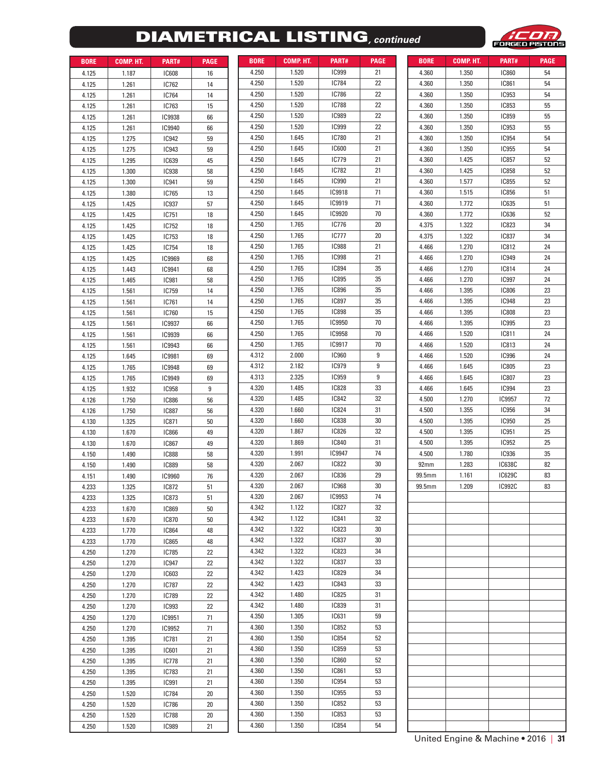# DIAMETRICAL LISTING, *continued*

| BORE | COMP. HT. | PART# | PAGE |
|---|---|---|---|
| 4.125 | 1.187 | IC608 | 16 |
| 4.125 | 1.261 | IC762 | 14 |
| 4.125 | 1.261 | IC764 | 14 |
| 4.125 | 1.261 | IC763 | 15 |
| 4.125 | 1.261 | IC9938 | 66 |
| 4.125 | 1.261 | IC9940 | 66 |
| 4.125 | 1.275 | IC942 | 59 |
| 4.125 | 1.275 | IC943 | 59 |
| 4.125 | 1.295 | IC639 | 45 |
| 4.125 | 1.300 | IC938 | 58 |
| 4.125 | 1.300 | IC941 | 59 |
| 4.125 | 1.380 | IC765 | 13 |
| 4.125 | 1.425 | IC937 | 57 |
| 4.125 | 1.425 | IC751 | 18 |
| 4.125 | 1.425 | IC752 | 18 |
| 4.125 | 1.425 | IC753 | 18 |
| 4.125 | 1.425 | IC754 | 18 |
| 4.125 | 1.425 | IC9969 | 68 |
| 4.125 | 1.443 | IC9941 | 68 |
| 4.125 | 1.465 | IC981 | 58 |
| 4.125 | 1.561 | IC759 | 14 |
| 4.125 | 1.561 | IC761 | 14 |
| 4.125 | 1.561 | IC760 | 15 |
| 4.125 | 1.561 | IC9937 | 66 |
| 4.125 | 1.561 | IC9939 | 66 |
| 4.125 | 1.561 | IC9943 | 66 |
| 4.125 | 1.645 | IC9981 | 69 |
| 4.125 | 1.765 | IC9948 | 69 |
| 4.125 | 1.765 | IC9949 | 69 |
| 4.125 | 1.932 | IC958 | 9 |
| 4.126 | 1.750 | IC886 | 56 |
| 4.126 | 1.750 | IC887 | 56 |
| 4.130 | 1.325 | IC871 | 50 |
| 4.130 | 1.670 | IC866 | 49 |
| 4.130 | 1.670 | IC867 | 49 |
| 4.150 | 1.490 | IC888 | 58 |
| 4.150 | 1.490 | IC889 | 58 |
| 4.151 | 1.490 | IC9960 | 76 |
| 4.233 | 1.325 | IC872 | 51 |
| 4.233 | 1.325 | IC873 | 51 |
| 4.233 | 1.670 | IC869 | 50 |
| 4.233 | 1.670 | IC870 | 50 |
| 4.233 | 1.770 | IC864 | 48 |
| 4.233 | 1.770 | IC865 | 48 |
| 4.250 | 1.270 | IC785 | 22 |
| 4.250 | 1.270 | IC947 | 22 |
| 4.250 | 1.270 | IC603 | 22 |
| 4.250 | 1.270 | IC787 | 22 |
| 4.250 | 1.270 | IC789 | 22 |
| 4.250 | 1.270 | IC993 | 22 |
| 4.250 | 1.270 | IC9951 | 71 |
| 4.250 | 1.270 | IC9952 | 71 |
| 4.250 | 1.395 | IC781 | 21 |
| 4.250 | 1.395 | IC601 | 21 |
| 4.250 | 1.395 | IC778 | 21 |
| 4.250 | 1.395 | IC783 | 21 |
| 4.250 | 1.395 | IC991 | 21 |
| 4.250 | 1.520 | IC784 | 20 |
| 4.250 | 1.520 | IC786 | 20 |
| 4.250 | 1.520 | IC788 | 20 |
| 4.250 | 1.520 | IC989 | 21 |
| 4.250 | 1.520 | IC999 | 21 |
| 4.250 | 1.520 | IC784 | 22 |
| 4.250 | 1.520 | IC786 | 22 |
| 4.250 | 1.520 | IC788 | 22 |
| 4.250 | 1.520 | IC989 | 22 |
| 4.250 | 1.520 | IC999 | 22 |
| 4.250 | 1.645 | IC780 | 21 |
| 4.250 | 1.645 | IC600 | 21 |
| 4.250 | 1.645 | IC779 | 21 |
| 4.250 | 1.645 | IC782 | 21 |
| 4.250 | 1.645 | IC990 | 21 |
| 4.250 | 1.645 | IC9918 | 71 |
| 4.250 | 1.645 | IC9919 | 71 |
| 4.250 | 1.645 | IC9920 | 70 |
| 4.250 | 1.765 | IC776 | 20 |
| 4.250 | 1.765 | IC777 | 20 |
| 4.250 | 1.765 | IC988 | 21 |
| 4.250 | 1.765 | IC998 | 21 |
| 4.250 | 1.765 | IC894 | 35 |
| 4.250 | 1.765 | IC895 | 35 |
| 4.250 | 1.765 | IC896 | 35 |
| 4.250 | 1.765 | IC897 | 35 |
| 4.250 | 1.765 | IC898 | 35 |
| 4.250 | 1.765 | IC9950 | 70 |
| 4.250 | 1.765 | IC9958 | 70 |
| 4.250 | 1.765 | IC9917 | 70 |
| 4.312 | 2.000 | IC960 | 9 |
| 4.312 | 2.182 | IC979 | 9 |
| 4.313 | 2.325 | IC959 | 9 |
| 4.320 | 1.485 | IC828 | 33 |
| 4.320 | 1.485 | IC842 | 32 |
| 4.320 | 1.660 | IC824 | 31 |
| 4.320 | 1.660 | IC838 | 30 |
| 4.320 | 1.867 | IC826 | 32 |
| 4.320 | 1.869 | IC840 | 31 |
| 4.320 | 1.991 | IC9947 | 74 |
| 4.320 | 2.067 | IC822 | 30 |
| 4.320 | 2.067 | IC836 | 29 |
| 4.320 | 2.067 | IC968 | 30 |
| 4.320 | 2.067 | IC9953 | 74 |
| 4.342 | 1.122 | IC827 | 32 |
| 4.342 | 1.122 | IC841 | 32 |
| 4.342 | 1.322 | IC823 | 30 |
| 4.342 | 1.322 | IC837 | 30 |
| 4.342 | 1.322 | IC823 | 34 |
| 4.342 | 1.322 | IC837 | 33 |
| 4.342 | 1.423 | IC829 | 34 |
| 4.342 | 1.423 | IC843 | 33 |
| 4.342 | 1.480 | IC825 | 31 |
| 4.342 | 1.480 | IC839 | 31 |
| 4.350 | 1.305 | IC631 | 59 |
| 4.360 | 1.350 | IC852 | 53 |
| 4.360 | 1.350 | IC854 | 52 |
| 4.360 | 1.350 | IC859 | 53 |
| 4.360 | 1.350 | IC860 | 52 |
| 4.360 | 1.350 | IC861 | 53 |
| 4.360 | 1.350 | IC954 | 53 |
| 4.360 | 1.350 | IC955 | 53 |
| 4.360 | 1.350 | IC852 | 53 |
| 4.360 | 1.350 | IC853 | 53 |
| 4.360 | 1.350 | IC854 | 54 |
| 4.360 | 1.350 | IC860 | 54 |
| 4.360 | 1.350 | IC861 | 54 |
| 4.360 | 1.350 | IC953 | 54 |
| 4.360 | 1.350 | IC853 | 55 |
| 4.360 | 1.350 | IC859 | 55 |
| 4.360 | 1.350 | IC953 | 55 |
| 4.360 | 1.350 | IC954 | 54 |
| 4.360 | 1.350 | IC955 | 54 |
| 4.360 | 1.425 | IC857 | 52 |
| 4.360 | 1.425 | IC858 | 52 |
| 4.360 | 1.577 | IC855 | 52 |
| 4.360 | 1.515 | IC856 | 51 |
| 4.360 | 1.772 | IC635 | 51 |
| 4.360 | 1.772 | IC636 | 52 |
| 4.375 | 1.322 | IC823 | 34 |
| 4.375 | 1.322 | IC837 | 34 |
| 4.466 | 1.270 | IC812 | 24 |
| 4.466 | 1.270 | IC949 | 24 |
| 4.466 | 1.270 | IC814 | 24 |
| 4.466 | 1.270 | IC997 | 24 |
| 4.466 | 1.395 | IC806 | 23 |
| 4.466 | 1.395 | IC948 | 23 |
| 4.466 | 1.395 | IC808 | 23 |
| 4.466 | 1.395 | IC995 | 23 |
| 4.466 | 1.520 | IC811 | 24 |
| 4.466 | 1.520 | IC813 | 24 |
| 4.466 | 1.520 | IC996 | 24 |
| 4.466 | 1.645 | IC805 | 23 |
| 4.466 | 1.645 | IC807 | 23 |
| 4.466 | 1.645 | IC994 | 23 |
| 4.500 | 1.270 | IC9957 | 72 |
| 4.500 | 1.355 | IC956 | 34 |
| 4.500 | 1.395 | IC950 | 25 |
| 4.500 | 1.395 | IC951 | 25 |
| 4.500 | 1.395 | IC952 | 25 |
| 4.500 | 1.780 | IC936 | 35 |
| 92mm | 1.283 | IC638C | 82 |
| 99.5mm | 1.161 | IC629C | 83 |
| 99.5mm | 1.209 | IC992C | 83 |

United Engine & Machine • 2016